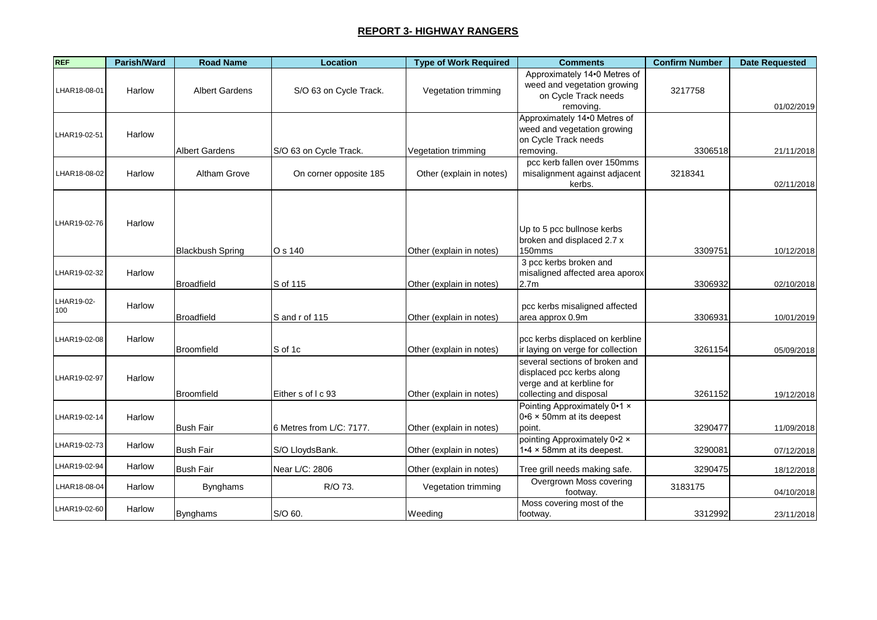## REPORT 3- HIGHWAY RANGERS

| REF | Parish/Ward | Road Name | Location | Type of Work Required | Comments | Confirm Number | Date Requested |
|---|---|---|---|---|---|---|---|
| LHAR18-08-01 | Harlow | Albert Gardens | S/O 63 on Cycle Track. | Vegetation trimming | Approximately 14•0 Metres of weed and vegetation growing on Cycle Track needs removing. | 3217758 | 01/02/2019 |
| LHAR19-02-51 | Harlow | Albert Gardens | S/O 63 on Cycle Track. | Vegetation trimming | Approximately 14•0 Metres of weed and vegetation growing on Cycle Track needs removing. | 3306518 | 21/11/2018 |
| LHAR18-08-02 | Harlow | Altham Grove | On corner opposite 185 | Other (explain in notes) | pcc kerb fallen over 150mms misalignment against adjacent kerbs. | 3218341 | 02/11/2018 |
| LHAR19-02-76 | Harlow | Blackbush Spring | O s 140 | Other (explain in notes) | Up to 5 pcc bullnose kerbs broken and displaced 2.7 x 150mms | 3309751 | 10/12/2018 |
| LHAR19-02-32 | Harlow | Broadfield | S of 115 | Other (explain in notes) | 3 pcc kerbs broken and misaligned affected area aporox 2.7m | 3306932 | 02/10/2018 |
| LHAR19-02-100 | Harlow | Broadfield | S and r of 115 | Other (explain in notes) | pcc kerbs misaligned affected area approx 0.9m | 3306931 | 10/01/2019 |
| LHAR19-02-08 | Harlow | Broomfield | S of 1c | Other (explain in notes) | pcc kerbs displaced on kerbline ir laying on verge for collection | 3261154 | 05/09/2018 |
| LHAR19-02-97 | Harlow | Broomfield | Either s of l c 93 | Other (explain in notes) | several sections of broken and displaced pcc kerbs along verge and at kerbline for collecting and disposal | 3261152 | 19/12/2018 |
| LHAR19-02-14 | Harlow | Bush Fair | 6 Metres from L/C: 7177. | Other (explain in notes) | Pointing Approximately 0•1 × 0•6 × 50mm at its deepest point. | 3290477 | 11/09/2018 |
| LHAR19-02-73 | Harlow | Bush Fair | S/O LloydsBank. | Other (explain in notes) | pointing Approximately 0•2 × 1•4 × 58mm at its deepest. | 3290081 | 07/12/2018 |
| LHAR19-02-94 | Harlow | Bush Fair | Near L/C: 2806 | Other (explain in notes) | Tree grill needs making safe. | 3290475 | 18/12/2018 |
| LHAR18-08-04 | Harlow | Bynghams | R/O 73. | Vegetation trimming | Overgrown Moss covering footway. | 3183175 | 04/10/2018 |
| LHAR19-02-60 | Harlow | Bynghams | S/O 60. | Weeding | Moss covering most of the footway. | 3312992 | 23/11/2018 |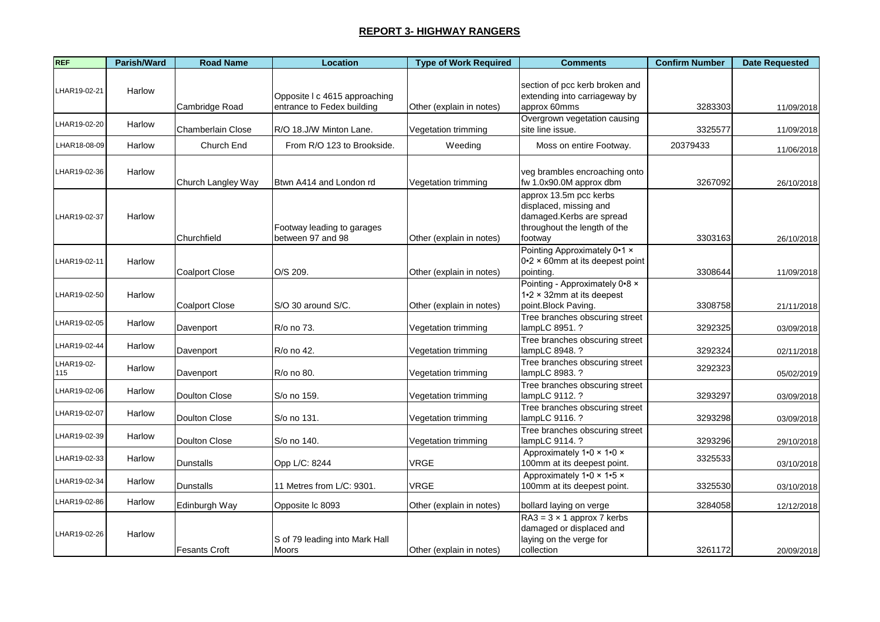## REPORT 3- HIGHWAY RANGERS

| REF | Parish/Ward | Road Name | Location | Type of Work Required | Comments | Confirm Number | Date Requested |
|---|---|---|---|---|---|---|---|
| LHAR19-02-21 | Harlow | Cambridge Road | Opposite l c 4615 approaching entrance to Fedex building | Other (explain in notes) | section of pcc kerb broken and extending into carriageway by approx 60mms | 3283303 | 11/09/2018 |
| LHAR19-02-20 | Harlow | Chamberlain Close | R/O 18.J/W Minton Lane. | Vegetation trimming | Overgrown vegetation causing site line issue. | 3325577 | 11/09/2018 |
| LHAR18-08-09 | Harlow | Church End | From R/O 123 to Brookside. | Weeding | Moss on entire Footway. | 20379433 | 11/06/2018 |
| LHAR19-02-36 | Harlow | Church Langley Way | Btwn A414 and London rd | Vegetation trimming | veg brambles encroaching onto fw 1.0x90.0M approx dbm | 3267092 | 26/10/2018 |
| LHAR19-02-37 | Harlow | Churchfield | Footway leading to garages between 97 and 98 | Other (explain in notes) | approx 13.5m pcc kerbs displaced, missing and damaged.Kerbs are spread throughout the length of the footway | 3303163 | 26/10/2018 |
| LHAR19-02-11 | Harlow | Coalport Close | O/S 209. | Other (explain in notes) | Pointing Approximately 0•1 × 0•2 × 60mm at its deepest point pointing. | 3308644 | 11/09/2018 |
| LHAR19-02-50 | Harlow | Coalport Close | S/O 30 around S/C. | Other (explain in notes) | Pointing - Approximately 0•8 × 1•2 × 32mm at its deepest point.Block Paving. | 3308758 | 21/11/2018 |
| LHAR19-02-05 | Harlow | Davenport | R/o no 73. | Vegetation trimming | Tree branches obscuring street lampLC 8951. ? | 3292325 | 03/09/2018 |
| LHAR19-02-44 | Harlow | Davenport | R/o no 42. | Vegetation trimming | Tree branches obscuring street lampLC 8948. ? | 3292324 | 02/11/2018 |
| LHAR19-02-115 | Harlow | Davenport | R/o no 80. | Vegetation trimming | Tree branches obscuring street lampLC 8983. ? | 3292323 | 05/02/2019 |
| LHAR19-02-06 | Harlow | Doulton Close | S/o no 159. | Vegetation trimming | Tree branches obscuring street lampLC 9112. ? | 3293297 | 03/09/2018 |
| LHAR19-02-07 | Harlow | Doulton Close | S/o no 131. | Vegetation trimming | Tree branches obscuring street lampLC 9116. ? | 3293298 | 03/09/2018 |
| LHAR19-02-39 | Harlow | Doulton Close | S/o no 140. | Vegetation trimming | Tree branches obscuring street lampLC 9114. ? | 3293296 | 29/10/2018 |
| LHAR19-02-33 | Harlow | Dunstalls | Opp L/C: 8244 | VRGE | Approximately 1•0 × 1•0 × 100mm at its deepest point. | 3325533 | 03/10/2018 |
| LHAR19-02-34 | Harlow | Dunstalls | 11 Metres from L/C: 9301. | VRGE | Approximately 1•0 × 1•5 × 100mm at its deepest point. | 3325530 | 03/10/2018 |
| LHAR19-02-86 | Harlow | Edinburgh Way | Opposite lc 8093 | Other (explain in notes) | bollard laying on verge | 3284058 | 12/12/2018 |
| LHAR19-02-26 | Harlow | Fesants Croft | S of 79 leading into Mark Hall Moors | Other (explain in notes) | RA3 = 3 × 1 approx 7 kerbs damaged or displaced and laying on the verge for collection | 3261172 | 20/09/2018 |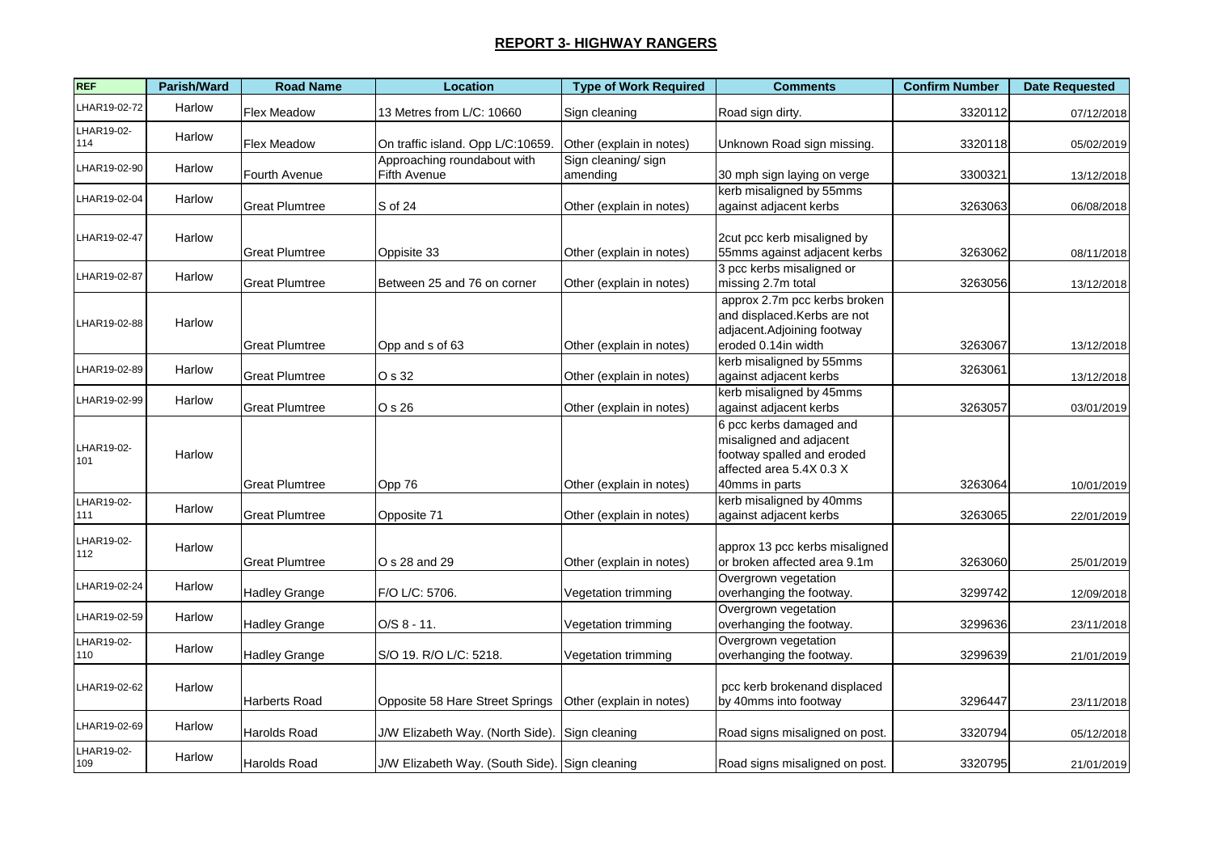## REPORT 3- HIGHWAY RANGERS

| REF | Parish/Ward | Road Name | Location | Type of Work Required | Comments | Confirm Number | Date Requested |
|---|---|---|---|---|---|---|---|
| LHAR19-02-72 | Harlow | Flex Meadow | 13 Metres from L/C: 10660 | Sign cleaning | Road sign dirty. | 3320112 | 07/12/2018 |
| LHAR19-02-114 | Harlow | Flex Meadow | On traffic island. Opp L/C:10659. | Other (explain in notes) | Unknown Road sign missing. | 3320118 | 05/02/2019 |
| LHAR19-02-90 | Harlow | Fourth Avenue | Approaching roundabout with Fifth Avenue | Sign cleaning/ sign amending | 30 mph sign laying on verge | 3300321 | 13/12/2018 |
| LHAR19-02-04 | Harlow | Great Plumtree | S of 24 | Other (explain in notes) | kerb misaligned by 55mms against adjacent kerbs | 3263063 | 06/08/2018 |
| LHAR19-02-47 | Harlow | Great Plumtree | Oppisite 33 | Other (explain in notes) | 2cut pcc kerb misaligned by 55mms against adjacent kerbs | 3263062 | 08/11/2018 |
| LHAR19-02-87 | Harlow | Great Plumtree | Between 25 and 76 on corner | Other (explain in notes) | 3 pcc kerbs misaligned or missing 2.7m total | 3263056 | 13/12/2018 |
| LHAR19-02-88 | Harlow | Great Plumtree | Opp and s of 63 | Other (explain in notes) | approx 2.7m pcc kerbs broken and displaced.Kerbs are not adjacent.Adjoining footway eroded 0.14in width | 3263067 | 13/12/2018 |
| LHAR19-02-89 | Harlow | Great Plumtree | O s 32 | Other (explain in notes) | kerb misaligned by 55mms against adjacent kerbs | 3263061 | 13/12/2018 |
| LHAR19-02-99 | Harlow | Great Plumtree | O s 26 | Other (explain in notes) | kerb misaligned by 45mms against adjacent kerbs | 3263057 | 03/01/2019 |
| LHAR19-02-101 | Harlow | Great Plumtree | Opp 76 | Other (explain in notes) | 6 pcc kerbs damaged and misaligned and adjacent footway spalled and eroded affected area 5.4X 0.3 X 40mms in parts | 3263064 | 10/01/2019 |
| LHAR19-02-111 | Harlow | Great Plumtree | Opposite 71 | Other (explain in notes) | kerb misaligned by 40mms against adjacent kerbs | 3263065 | 22/01/2019 |
| LHAR19-02-112 | Harlow | Great Plumtree | O s 28 and 29 | Other (explain in notes) | approx 13 pcc kerbs misaligned or broken affected area 9.1m | 3263060 | 25/01/2019 |
| LHAR19-02-24 | Harlow | Hadley Grange | F/O L/C: 5706. | Vegetation trimming | Overgrown vegetation overhanging the footway. | 3299742 | 12/09/2018 |
| LHAR19-02-59 | Harlow | Hadley Grange | O/S 8 - 11. | Vegetation trimming | Overgrown vegetation overhanging the footway. | 3299636 | 23/11/2018 |
| LHAR19-02-110 | Harlow | Hadley Grange | S/O 19. R/O L/C: 5218. | Vegetation trimming | Overgrown vegetation overhanging the footway. | 3299639 | 21/01/2019 |
| LHAR19-02-62 | Harlow | Harberts Road | Opposite 58 Hare Street Springs | Other (explain in notes) | pcc kerb brokenand displaced by 40mms into footway | 3296447 | 23/11/2018 |
| LHAR19-02-69 | Harlow | Harolds Road | J/W Elizabeth Way. (North Side). | Sign cleaning | Road signs misaligned on post. | 3320794 | 05/12/2018 |
| LHAR19-02-109 | Harlow | Harolds Road | J/W Elizabeth Way. (South Side). | Sign cleaning | Road signs misaligned on post. | 3320795 | 21/01/2019 |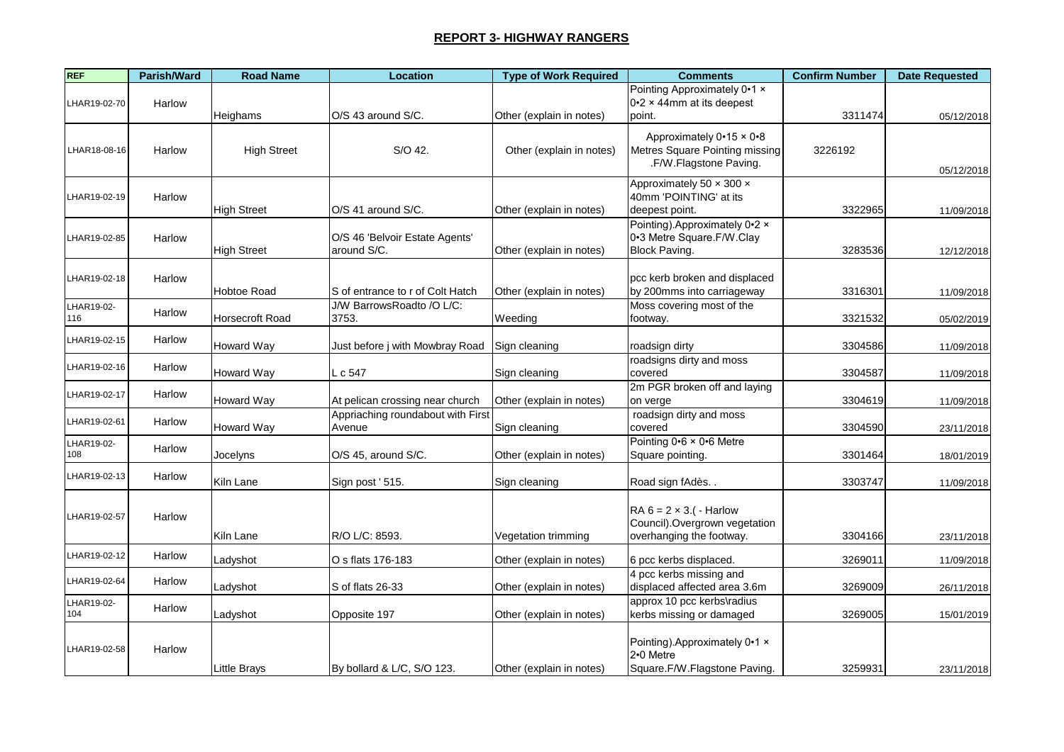## REPORT 3- HIGHWAY RANGERS

| REF | Parish/Ward | Road Name | Location | Type of Work Required | Comments | Confirm Number | Date Requested |
|---|---|---|---|---|---|---|---|
| LHAR19-02-70 | Harlow | Heighams | O/S 43 around S/C. | Other (explain in notes) | Pointing Approximately 0•1 × 0•2 × 44mm at its deepest point. | 3311474 | 05/12/2018 |
| LHAR18-08-16 | Harlow | High Street | S/O 42. | Other (explain in notes) | Approximately 0•15 × 0•8 Metres Square Pointing missing .F/W.Flagstone Paving. | 3226192 | 05/12/2018 |
| LHAR19-02-19 | Harlow | High Street | O/S 41 around S/C. | Other (explain in notes) | Approximately 50 × 300 × 40mm 'POINTING' at its deepest point. | 3322965 | 11/09/2018 |
| LHAR19-02-85 | Harlow | High Street | O/S 46 'Belvoir Estate Agents' around S/C. | Other (explain in notes) | Pointing).Approximately 0•2 × 0•3 Metre Square.F/W.Clay Block Paving. | 3283536 | 12/12/2018 |
| LHAR19-02-18 | Harlow | Hobtoe Road | S of entrance to r of Colt Hatch | Other (explain in notes) | pcc kerb broken and displaced by 200mms into carriageway | 3316301 | 11/09/2018 |
| LHAR19-02-116 | Harlow | Horsecroft Road | J/W BarrowsRoadto /O L/C: 3753. | Weeding | Moss covering most of the footway. | 3321532 | 05/02/2019 |
| LHAR19-02-15 | Harlow | Howard Way | Just before j with Mowbray Road | Sign cleaning | roadsign dirty | 3304586 | 11/09/2018 |
| LHAR19-02-16 | Harlow | Howard Way | L c 547 | Sign cleaning | roadsigns dirty and moss covered | 3304587 | 11/09/2018 |
| LHAR19-02-17 | Harlow | Howard Way | At pelican crossing near church | Other (explain in notes) | 2m PGR broken off and laying on verge | 3304619 | 11/09/2018 |
| LHAR19-02-61 | Harlow | Howard Way | Appriaching roundabout with First Avenue | Sign cleaning | roadsign dirty and moss covered | 3304590 | 23/11/2018 |
| LHAR19-02-108 | Harlow | Jocelyns | O/S 45, around S/C. | Other (explain in notes) | Pointing 0•6 × 0•6 Metre Square pointing. | 3301464 | 18/01/2019 |
| LHAR19-02-13 | Harlow | Kiln Lane | Sign post ' 515. | Sign cleaning | Road sign fAdès. . | 3303747 | 11/09/2018 |
| LHAR19-02-57 | Harlow | Kiln Lane | R/O L/C: 8593. | Vegetation trimming | RA 6 = 2 × 3.( - Harlow Council).Overgrown vegetation overhanging the footway. | 3304166 | 23/11/2018 |
| LHAR19-02-12 | Harlow | Ladyshot | O s flats 176-183 | Other (explain in notes) | 6 pcc kerbs displaced. | 3269011 | 11/09/2018 |
| LHAR19-02-64 | Harlow | Ladyshot | S of flats 26-33 | Other (explain in notes) | 4 pcc kerbs missing and displaced affected area 3.6m | 3269009 | 26/11/2018 |
| LHAR19-02-104 | Harlow | Ladyshot | Opposite 197 | Other (explain in notes) | approx 10 pcc kerbs\radius kerbs missing or damaged | 3269005 | 15/01/2019 |
| LHAR19-02-58 | Harlow | Little Brays | By bollard & L/C, S/O 123. | Other (explain in notes) | Pointing).Approximately 0•1 × 2•0 Metre Square.F/W.Flagstone Paving. | 3259931 | 23/11/2018 |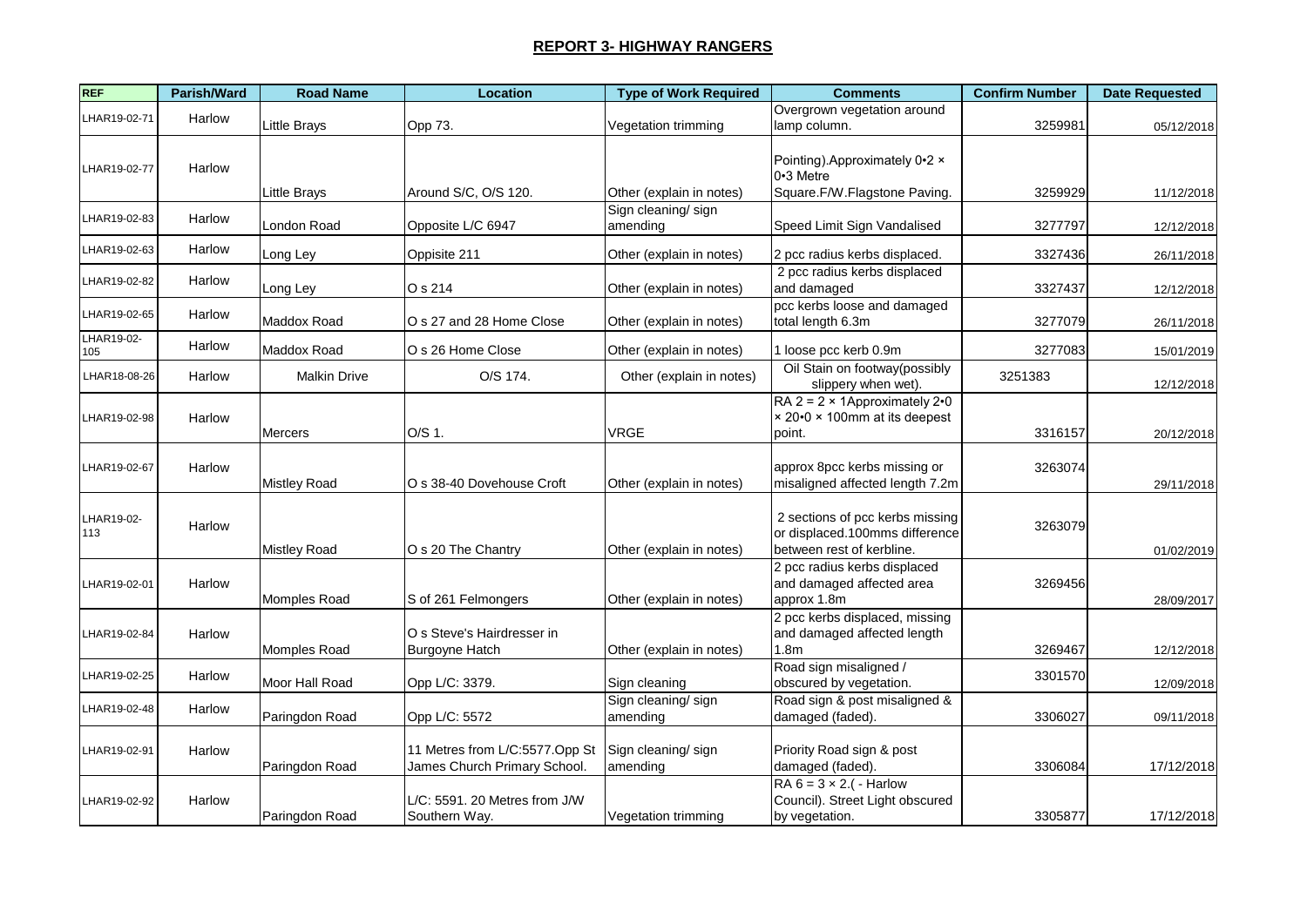## REPORT 3- HIGHWAY RANGERS

| REF | Parish/Ward | Road Name | Location | Type of Work Required | Comments | Confirm Number | Date Requested |
|---|---|---|---|---|---|---|---|
| LHAR19-02-71 | Harlow | Little Brays | Opp 73. | Vegetation trimming | Overgrown vegetation around lamp column. | 3259981 | 05/12/2018 |
| LHAR19-02-77 | Harlow | Little Brays | Around S/C, O/S 120. | Other (explain in notes) | Pointing).Approximately 0•2 × 0•3 Metre Square.F/W.Flagstone Paving. | 3259929 | 11/12/2018 |
| LHAR19-02-83 | Harlow | London Road | Opposite L/C 6947 | Sign cleaning/ sign amending | Speed Limit Sign Vandalised | 3277797 | 12/12/2018 |
| LHAR19-02-63 | Harlow | Long Ley | Oppisite 211 | Other (explain in notes) | 2 pcc radius kerbs displaced. | 3327436 | 26/11/2018 |
| LHAR19-02-82 | Harlow | Long Ley | O s 214 | Other (explain in notes) | 2 pcc radius kerbs displaced and damaged | 3327437 | 12/12/2018 |
| LHAR19-02-65 | Harlow | Maddox Road | O s 27 and 28 Home Close | Other (explain in notes) | pcc kerbs loose and damaged total length 6.3m | 3277079 | 26/11/2018 |
| LHAR19-02-105 | Harlow | Maddox Road | O s 26 Home Close | Other (explain in notes) | 1 loose pcc kerb 0.9m | 3277083 | 15/01/2019 |
| LHAR18-08-26 | Harlow | Malkin Drive | O/S 174. | Other (explain in notes) | Oil Stain on footway(possibly slippery when wet). | 3251383 | 12/12/2018 |
| LHAR19-02-98 | Harlow | Mercers | O/S 1. | VRGE | RA 2 = 2 × 1Approximately 2•0 × 20•0 × 100mm at its deepest point. | 3316157 | 20/12/2018 |
| LHAR19-02-67 | Harlow | Mistley Road | O s 38-40 Dovehouse Croft | Other (explain in notes) | approx 8pcc kerbs missing or misaligned affected length 7.2m | 3263074 | 29/11/2018 |
| LHAR19-02-113 | Harlow | Mistley Road | O s 20 The Chantry | Other (explain in notes) | 2 sections of pcc kerbs missing or displaced.100mms difference between rest of kerbline. | 3263079 | 01/02/2019 |
| LHAR19-02-01 | Harlow | Momples Road | S of 261 Felmongers | Other (explain in notes) | 2 pcc radius kerbs displaced and damaged affected area approx 1.8m | 3269456 | 28/09/2017 |
| LHAR19-02-84 | Harlow | Momples Road | O s Steve's Hairdresser in Burgoyne Hatch | Other (explain in notes) | 2 pcc kerbs displaced, missing and damaged affected length 1.8m | 3269467 | 12/12/2018 |
| LHAR19-02-25 | Harlow | Moor Hall Road | Opp L/C: 3379. | Sign cleaning | Road sign misaligned / obscured by vegetation. | 3301570 | 12/09/2018 |
| LHAR19-02-48 | Harlow | Paringdon Road | Opp L/C: 5572 | Sign cleaning/ sign amending | Road sign & post misaligned & damaged (faded). | 3306027 | 09/11/2018 |
| LHAR19-02-91 | Harlow | Paringdon Road | 11 Metres from L/C:5577.Opp St James Church Primary School. | Sign cleaning/ sign amending | Priority Road sign & post damaged (faded). | 3306084 | 17/12/2018 |
| LHAR19-02-92 | Harlow | Paringdon Road | L/C: 5591. 20 Metres from J/W Southern Way. | Vegetation trimming | RA 6 = 3 × 2.( - Harlow Council). Street Light obscured by vegetation. | 3305877 | 17/12/2018 |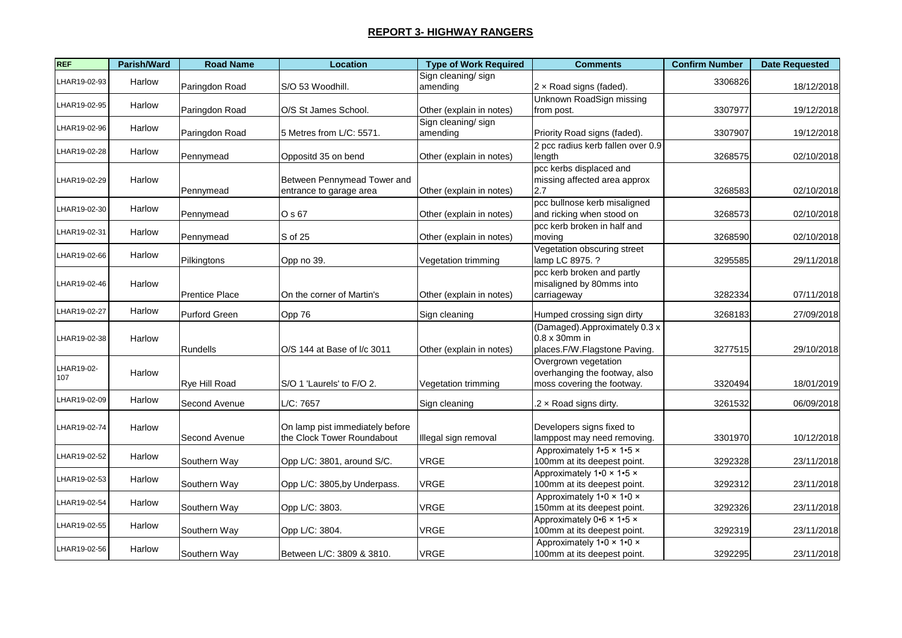## REPORT 3- HIGHWAY RANGERS

| REF | Parish/Ward | Road Name | Location | Type of Work Required | Comments | Confirm Number | Date Requested |
|---|---|---|---|---|---|---|---|
| LHAR19-02-93 | Harlow | Paringdon Road | S/O 53 Woodhill. | Sign cleaning/ sign amending | 2 × Road signs (faded). | 3306826 | 18/12/2018 |
| LHAR19-02-95 | Harlow | Paringdon Road | O/S St James School. | Other (explain in notes) | Unknown RoadSign missing from post. | 3307977 | 19/12/2018 |
| LHAR19-02-96 | Harlow | Paringdon Road | 5 Metres from L/C: 5571. | Sign cleaning/ sign amending | Priority Road signs (faded). | 3307907 | 19/12/2018 |
| LHAR19-02-28 | Harlow | Pennymead | Oppositd 35 on bend | Other (explain in notes) | 2 pcc radius kerb fallen over 0.9 length | 3268575 | 02/10/2018 |
| LHAR19-02-29 | Harlow | Pennymead | Between Pennymead Tower and entrance to garage area | Other (explain in notes) | pcc kerbs displaced and missing affected area approx 2.7 | 3268583 | 02/10/2018 |
| LHAR19-02-30 | Harlow | Pennymead | O s 67 | Other (explain in notes) | pcc bullnose kerb misaligned and ricking when stood on | 3268573 | 02/10/2018 |
| LHAR19-02-31 | Harlow | Pennymead | S of 25 | Other (explain in notes) | pcc kerb broken in half and moving | 3268590 | 02/10/2018 |
| LHAR19-02-66 | Harlow | Pilkingtons | Opp no 39. | Vegetation trimming | Vegetation obscuring street lamp LC 8975. ? | 3295585 | 29/11/2018 |
| LHAR19-02-46 | Harlow | Prentice Place | On the corner of Martin's | Other (explain in notes) | pcc kerb broken and partly misaligned by 80mms into carriageway | 3282334 | 07/11/2018 |
| LHAR19-02-27 | Harlow | Purford Green | Opp 76 | Sign cleaning | Humped crossing sign dirty | 3268183 | 27/09/2018 |
| LHAR19-02-38 | Harlow | Rundells | O/S 144 at Base of l/c 3011 | Other (explain in notes) | (Damaged).Approximately 0.3 x 0.8 x 30mm in places.F/W.Flagstone Paving. | 3277515 | 29/10/2018 |
| LHAR19-02-107 | Harlow | Rye Hill Road | S/O 1 'Laurels' to F/O 2. | Vegetation trimming | Overgrown vegetation overhanging the footway, also moss covering the footway. | 3320494 | 18/01/2019 |
| LHAR19-02-09 | Harlow | Second Avenue | L/C: 7657 | Sign cleaning | .2 × Road signs dirty. | 3261532 | 06/09/2018 |
| LHAR19-02-74 | Harlow | Second Avenue | On lamp pist immediately before the Clock Tower Roundabout | Illegal sign removal | Developers signs fixed to lamppost may need removing. | 3301970 | 10/12/2018 |
| LHAR19-02-52 | Harlow | Southern Way | Opp L/C: 3801, around S/C. | VRGE | Approximately 1•5 × 1•5 × 100mm at its deepest point. | 3292328 | 23/11/2018 |
| LHAR19-02-53 | Harlow | Southern Way | Opp L/C: 3805,by Underpass. | VRGE | Approximately 1•0 × 1•5 × 100mm at its deepest point. | 3292312 | 23/11/2018 |
| LHAR19-02-54 | Harlow | Southern Way | Opp L/C: 3803. | VRGE | Approximately 1•0 × 1•0 × 150mm at its deepest point. | 3292326 | 23/11/2018 |
| LHAR19-02-55 | Harlow | Southern Way | Opp L/C: 3804. | VRGE | Approximately 0•6 × 1•5 × 100mm at its deepest point. | 3292319 | 23/11/2018 |
| LHAR19-02-56 | Harlow | Southern Way | Between L/C: 3809 & 3810. | VRGE | Approximately 1•0 × 1•0 × 100mm at its deepest point. | 3292295 | 23/11/2018 |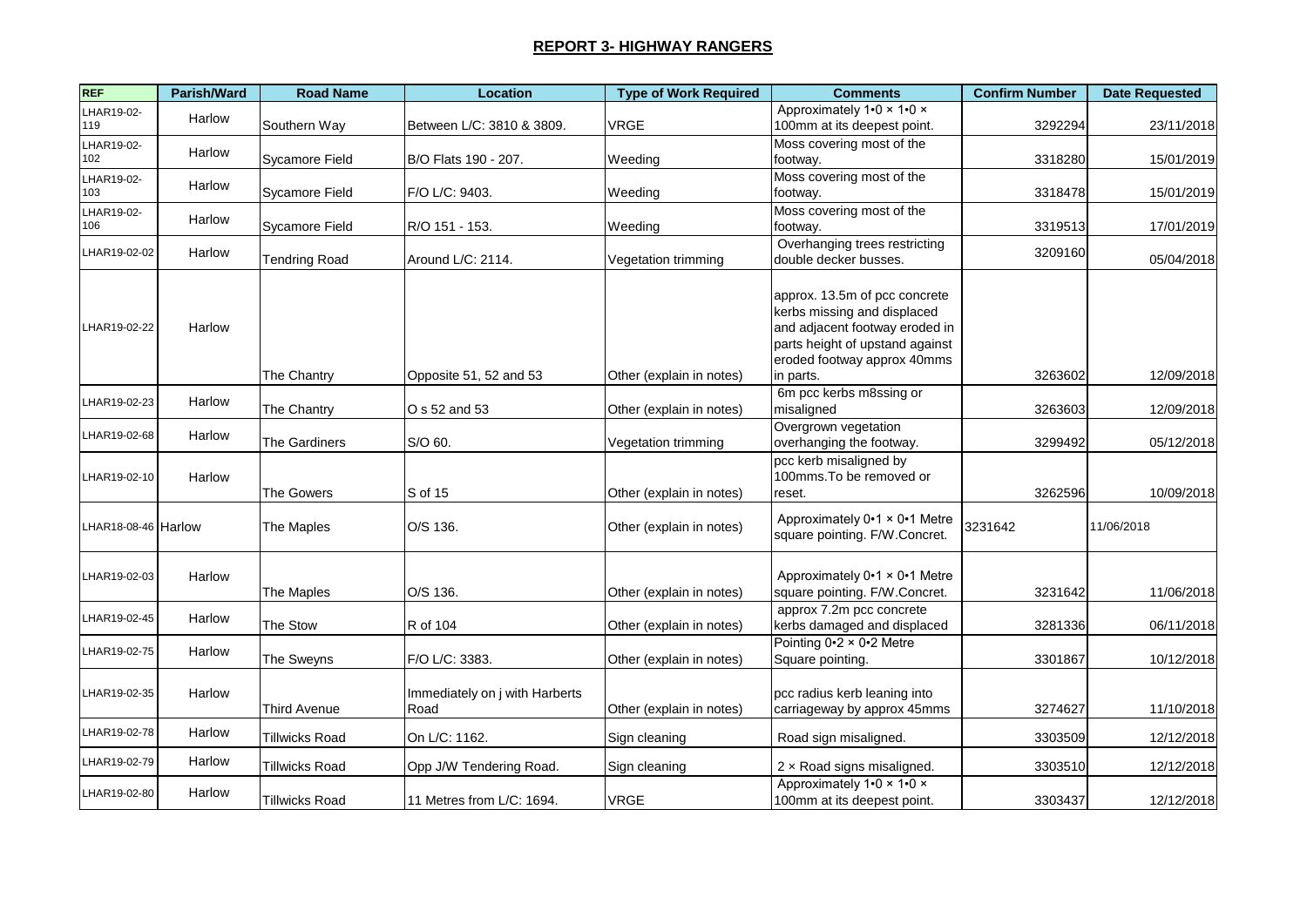# REPORT 3- HIGHWAY RANGERS

| REF | Parish/Ward | Road Name | Location | Type of Work Required | Comments | Confirm Number | Date Requested |
|---|---|---|---|---|---|---|---|
| LHAR19-02-119 | Harlow | Southern Way | Between L/C: 3810 & 3809. | VRGE | Approximately 1•0 × 1•0 × 100mm at its deepest point. | 3292294 | 23/11/2018 |
| LHAR19-02-102 | Harlow | Sycamore Field | B/O Flats 190 - 207. | Weeding | Moss covering most of the footway. | 3318280 | 15/01/2019 |
| LHAR19-02-103 | Harlow | Sycamore Field | F/O L/C: 9403. | Weeding | Moss covering most of the footway. | 3318478 | 15/01/2019 |
| LHAR19-02-106 | Harlow | Sycamore Field | R/O 151 - 153. | Weeding | Moss covering most of the footway. | 3319513 | 17/01/2019 |
| LHAR19-02-02 | Harlow | Tendring Road | Around L/C: 2114. | Vegetation trimming | Overhanging trees restricting double decker busses. | 3209160 | 05/04/2018 |
| LHAR19-02-22 | Harlow | The Chantry | Opposite 51, 52 and 53 | Other (explain in notes) | approx. 13.5m of pcc concrete kerbs missing and displaced and adjacent footway eroded in parts height of upstand against eroded footway approx 40mms in parts. | 3263602 | 12/09/2018 |
| LHAR19-02-23 | Harlow | The Chantry | O s 52 and 53 | Other (explain in notes) | 6m pcc kerbs m8ssing or misaligned | 3263603 | 12/09/2018 |
| LHAR19-02-68 | Harlow | The Gardiners | S/O 60. | Vegetation trimming | Overgrown vegetation overhanging the footway. | 3299492 | 05/12/2018 |
| LHAR19-02-10 | Harlow | The Gowers | S of 15 | Other (explain in notes) | pcc kerb misaligned by 100mms.To be removed or reset. | 3262596 | 10/09/2018 |
| LHAR18-08-46 | Harlow | The Maples | O/S 136. | Other (explain in notes) | Approximately 0•1 × 0•1 Metre square pointing. F/W.Concret. | 3231642 | 11/06/2018 |
| LHAR19-02-03 | Harlow | The Maples | O/S 136. | Other (explain in notes) | Approximately 0•1 × 0•1 Metre square pointing. F/W.Concret. | 3231642 | 11/06/2018 |
| LHAR19-02-45 | Harlow | The Stow | R of 104 | Other (explain in notes) | approx 7.2m pcc concrete kerbs damaged and displaced | 3281336 | 06/11/2018 |
| LHAR19-02-75 | Harlow | The Sweyns | F/O L/C: 3383. | Other (explain in notes) | Pointing 0•2 × 0•2 Metre Square pointing. | 3301867 | 10/12/2018 |
| LHAR19-02-35 | Harlow | Third Avenue | Immediately on j with Harberts Road | Other (explain in notes) | pcc radius kerb leaning into carriageway by approx 45mms | 3274627 | 11/10/2018 |
| LHAR19-02-78 | Harlow | Tillwicks Road | On L/C: 1162. | Sign cleaning | Road sign misaligned. | 3303509 | 12/12/2018 |
| LHAR19-02-79 | Harlow | Tillwicks Road | Opp J/W Tendering Road. | Sign cleaning | 2 × Road signs misaligned. | 3303510 | 12/12/2018 |
| LHAR19-02-80 | Harlow | Tillwicks Road | 11 Metres from L/C: 1694. | VRGE | Approximately 1•0 × 1•0 × 100mm at its deepest point. | 3303437 | 12/12/2018 |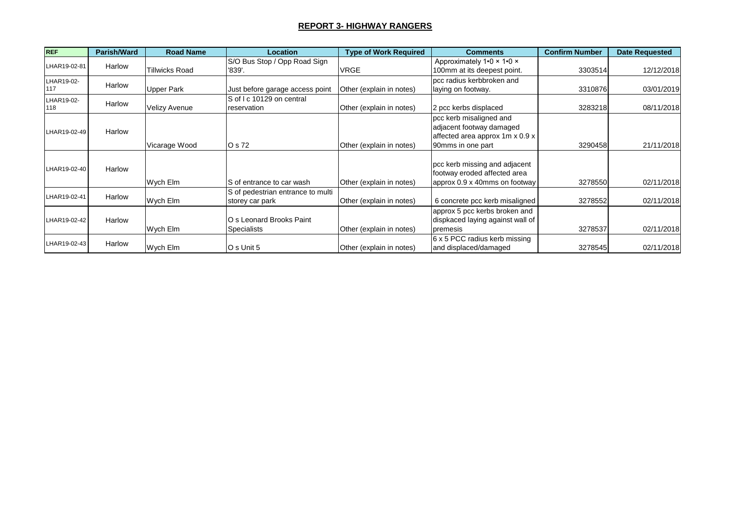## REPORT 3- HIGHWAY RANGERS

| REF | Parish/Ward | Road Name | Location | Type of Work Required | Comments | Confirm Number | Date Requested |
|---|---|---|---|---|---|---|---|
| LHAR19-02-81 | Harlow | Tillwicks Road | S/O Bus Stop / Opp Road Sign '839'. | VRGE | Approximately 1•0 × 1•0 × 100mm at its deepest point. | 3303514 | 12/12/2018 |
| LHAR19-02-117 | Harlow | Upper Park | Just before garage access point | Other (explain in notes) | pcc radius kerbbroken and laying on footway. | 3310876 | 03/01/2019 |
| LHAR19-02-118 | Harlow | Velizy Avenue | S of l c 10129 on central reservation | Other (explain in notes) | 2 pcc kerbs displaced | 3283218 | 08/11/2018 |
| LHAR19-02-49 | Harlow | Vicarage Wood | O s 72 | Other (explain in notes) | pcc kerb misaligned and adjacent footway damaged affected area approx 1m x 0.9 x 90mms in one part | 3290458 | 21/11/2018 |
| LHAR19-02-40 | Harlow | Wych Elm | S of entrance to car wash | Other (explain in notes) | pcc kerb missing and adjacent footway eroded affected area approx 0.9 x 40mms on footway | 3278550 | 02/11/2018 |
| LHAR19-02-41 | Harlow | Wych Elm | S of pedestrian entrance to multi storey car park | Other (explain in notes) | 6 concrete pcc kerb misaligned | 3278552 | 02/11/2018 |
| LHAR19-02-42 | Harlow | Wych Elm | O s Leonard Brooks Paint Specialists | Other (explain in notes) | approx 5 pcc kerbs broken and dispkaced laying against wall of premesis | 3278537 | 02/11/2018 |
| LHAR19-02-43 | Harlow | Wych Elm | O s Unit 5 | Other (explain in notes) | 6 x 5 PCC radius kerb missing and displaced/damaged | 3278545 | 02/11/2018 |